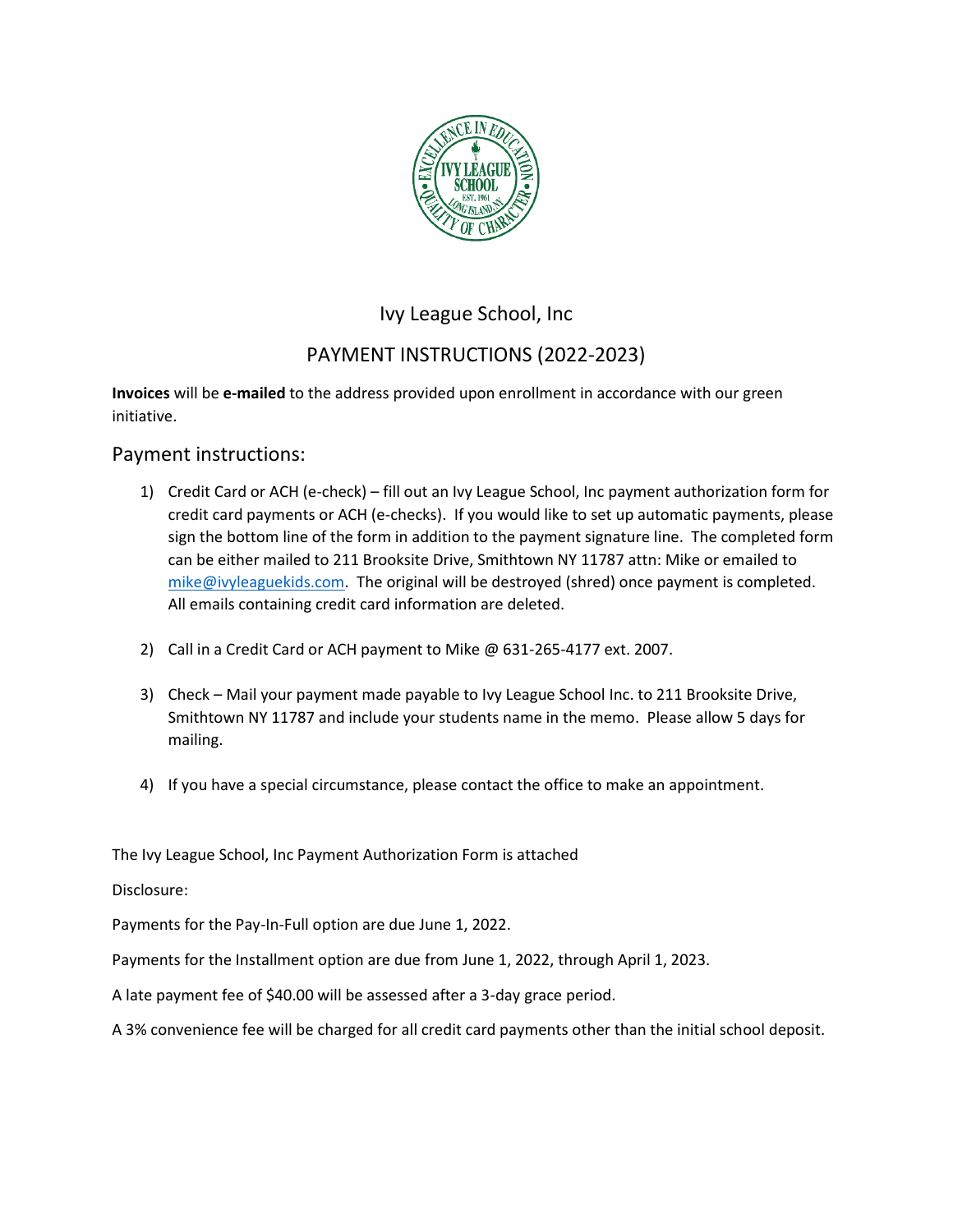# Ivy League School, Inc

## PAYMENT INSTRUCTIONS (2022-2023)

**Invoices** will be **e-mailed** to the address provided upon enrollment in accordance with our green initiative.

## Payment instructions:

1) Credit Card or ACH (e-check) – fill out an Ivy League School, Inc payment authorization form for credit card payments or ACH (e-checks). If you would like to set up automatic payments, please sign the bottom line of the form in addition to the payment signature line. The completed form can be either mailed to 211 Brooksite Drive, Smithtown NY 11787 attn: Mike or emailed to mike@ivyleaguekids.com. The original will be destroyed (shred) once payment is completed. All emails containing credit card information are deleted.

2) Call in a Credit Card or ACH payment to Mike @ 631-265-4177 ext. 2007.

3) Check – Mail your payment made payable to Ivy League School Inc. to 211 Brooksite Drive, Smithtown NY 11787 and include your students name in the memo. Please allow 5 days for mailing.

4) If you have a special circumstance, please contact the office to make an appointment.

The Ivy League School, Inc Payment Authorization Form is attached

Disclosure:

Payments for the Pay-In-Full option are due June 1, 2022.

Payments for the Installment option are due from June 1, 2022, through April 1, 2023.

A late payment fee of $40.00 will be assessed after a 3-day grace period.

A 3% convenience fee will be charged for all credit card payments other than the initial school deposit.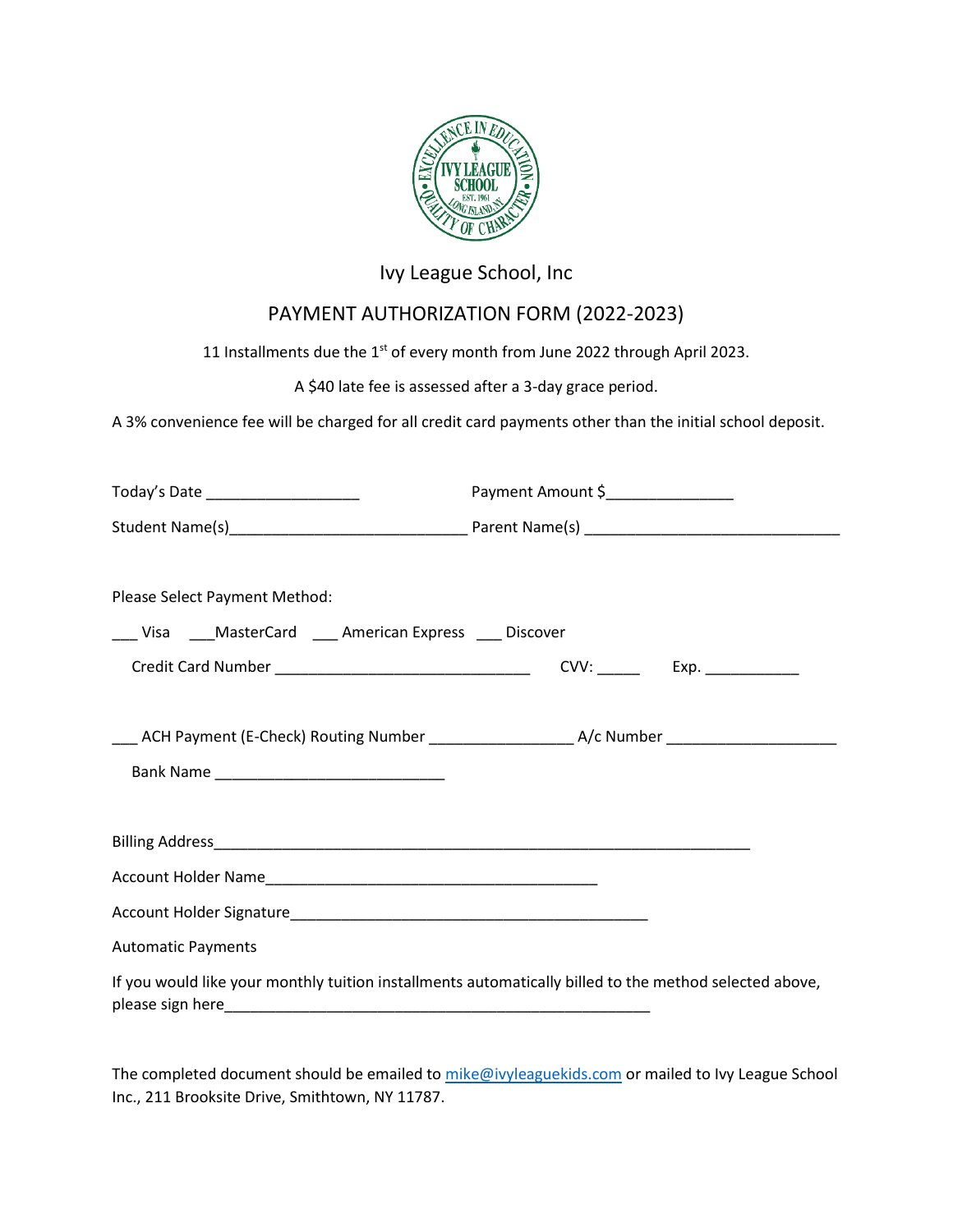Ivy League School, Inc

PAYMENT AUTHORIZATION FORM (2022-2023)

11 Installments due the 1st of every month from June 2022 through April 2023.

A $40 late fee is assessed after a 3-day grace period.

A 3% convenience fee will be charged for all credit card payments other than the initial school deposit.

Today's Date ___________________ Payment Amount $_______________

Student Name(s)_____________________________ Parent Name(s) _______________________________

Please Select Payment Method:

___ Visa ___MasterCard ___ American Express ___ Discover

Credit Card Number ________________________________ CVV: _____ Exp. ___________

___ ACH Payment (E-Check) Routing Number _________________ A/c Number ____________________

Bank Name ____________________________

Billing Address__________________________________________________________________

Account Holder Name_________________________________________

Account Holder Signature_____________________________________________

Automatic Payments

If you would like your monthly tuition installments automatically billed to the method selected above, please sign here_____________________________________________________

The completed document should be emailed to mike@ivyleaguekids.com or mailed to Ivy League School Inc., 211 Brooksite Drive, Smithtown, NY 11787.